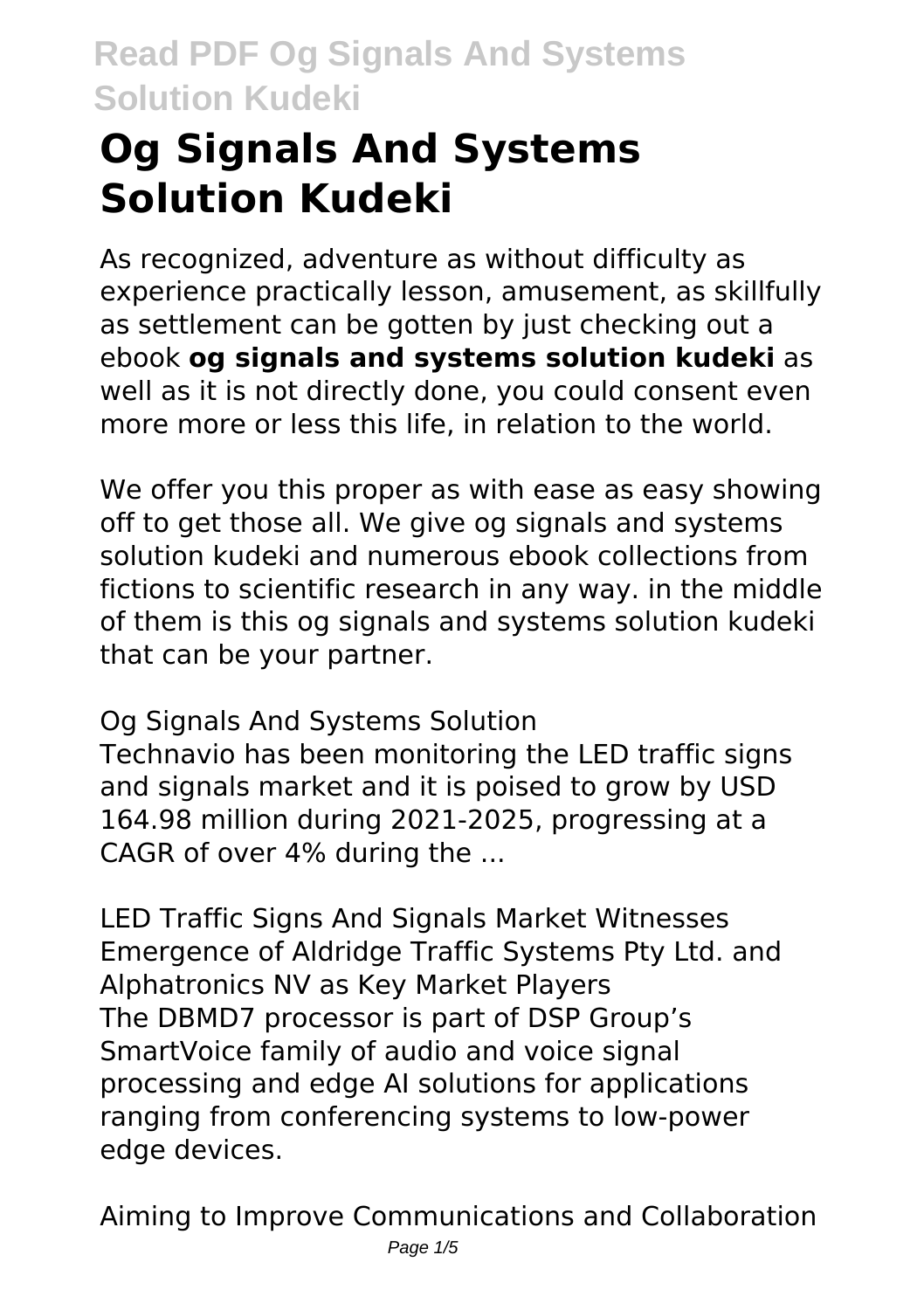# Og Signals And Systems Solution Kudeki

As recognized, adventure as without difficulty as experience practically lesson, amusement, as skillfully as settlement can be gotten by just checking out a ebook **og signals and systems solution kudeki** as well as it is not directly done, you could consent even more more or less this life, in relation to the world.

We offer you this proper as with ease as easy showing off to get those all. We give og signals and systems solution kudeki and numerous ebook collections from fictions to scientific research in any way. in the middle of them is this og signals and systems solution kudeki that can be your partner.

Og Signals And Systems Solution
Technavio has been monitoring the LED traffic signs and signals market and it is poised to grow by USD 164.98 million during 2021-2025, progressing at a CAGR of over 4% during the ...

LED Traffic Signs And Signals Market Witnesses Emergence of Aldridge Traffic Systems Pty Ltd. and Alphatronics NV as Key Market Players
The DBMD7 processor is part of DSP Group's SmartVoice family of audio and voice signal processing and edge AI solutions for applications ranging from conferencing systems to low-power edge devices.

Aiming to Improve Communications and Collaboration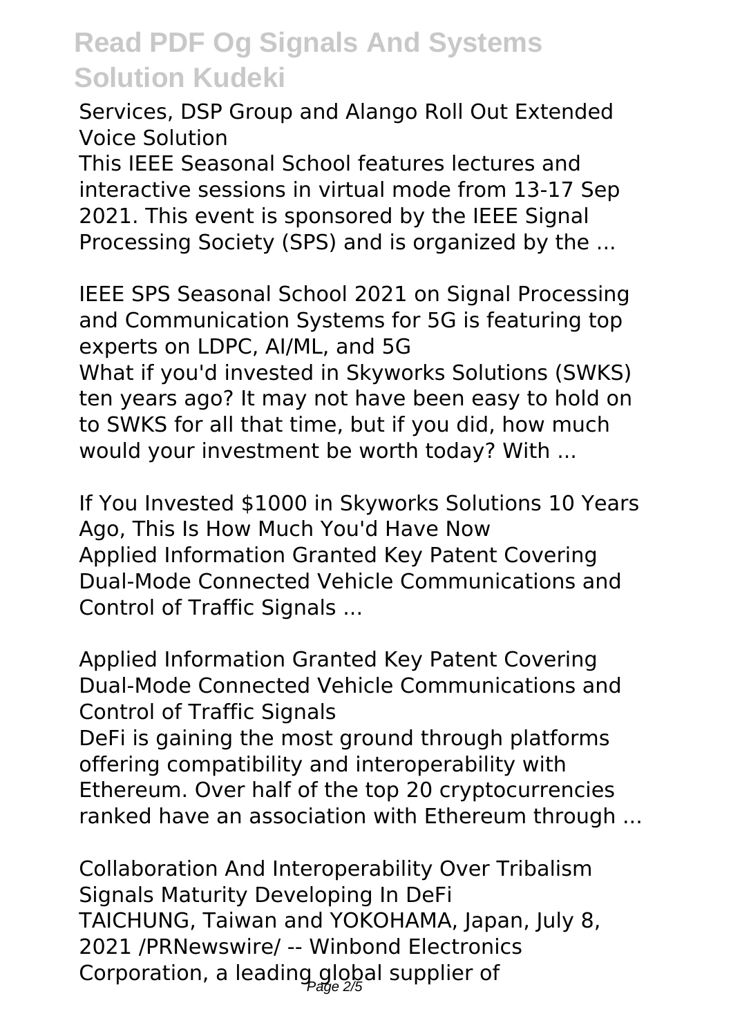Services, DSP Group and Alango Roll Out Extended Voice Solution

This IEEE Seasonal School features lectures and interactive sessions in virtual mode from 13-17 Sep 2021. This event is sponsored by the IEEE Signal Processing Society (SPS) and is organized by the ...

IEEE SPS Seasonal School 2021 on Signal Processing and Communication Systems for 5G is featuring top experts on LDPC, AI/ML, and 5G

What if you'd invested in Skyworks Solutions (SWKS) ten years ago? It may not have been easy to hold on to SWKS for all that time, but if you did, how much would your investment be worth today? With ...

If You Invested $1000 in Skyworks Solutions 10 Years Ago, This Is How Much You'd Have Now

Applied Information Granted Key Patent Covering Dual-Mode Connected Vehicle Communications and Control of Traffic Signals ...

Applied Information Granted Key Patent Covering Dual-Mode Connected Vehicle Communications and Control of Traffic Signals

DeFi is gaining the most ground through platforms offering compatibility and interoperability with Ethereum. Over half of the top 20 cryptocurrencies ranked have an association with Ethereum through ...

Collaboration And Interoperability Over Tribalism Signals Maturity Developing In DeFi

TAICHUNG, Taiwan and YOKOHAMA, Japan, July 8, 2021 /PRNewswire/ -- Winbond Electronics Corporation, a leading global supplier of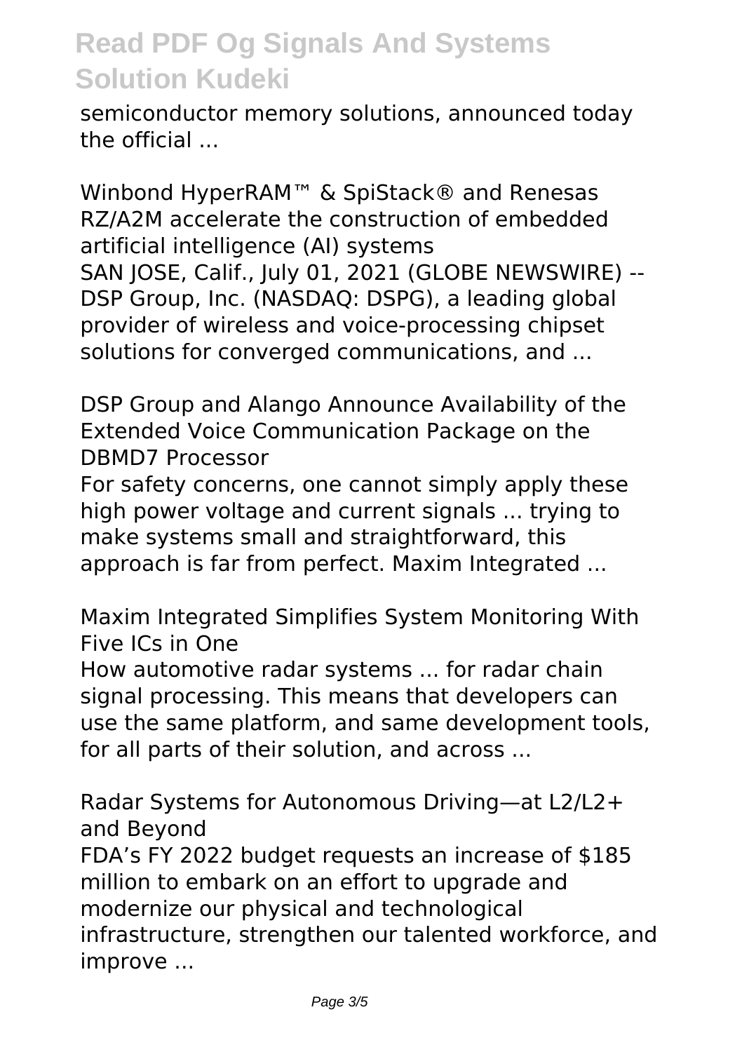semiconductor memory solutions, announced today the official ...

Winbond HyperRAM™ & SpiStack® and Renesas RZ/A2M accelerate the construction of embedded artificial intelligence (AI) systems
SAN JOSE, Calif., July 01, 2021 (GLOBE NEWSWIRE) -- DSP Group, Inc. (NASDAQ: DSPG), a leading global provider of wireless and voice-processing chipset solutions for converged communications, and ...

DSP Group and Alango Announce Availability of the Extended Voice Communication Package on the DBMD7 Processor
For safety concerns, one cannot simply apply these high power voltage and current signals ... trying to make systems small and straightforward, this approach is far from perfect. Maxim Integrated ...

Maxim Integrated Simplifies System Monitoring With Five ICs in One
How automotive radar systems ... for radar chain signal processing. This means that developers can use the same platform, and same development tools, for all parts of their solution, and across ...

Radar Systems for Autonomous Driving—at L2/L2+ and Beyond
FDA's FY 2022 budget requests an increase of $185 million to embark on an effort to upgrade and modernize our physical and technological infrastructure, strengthen our talented workforce, and improve ...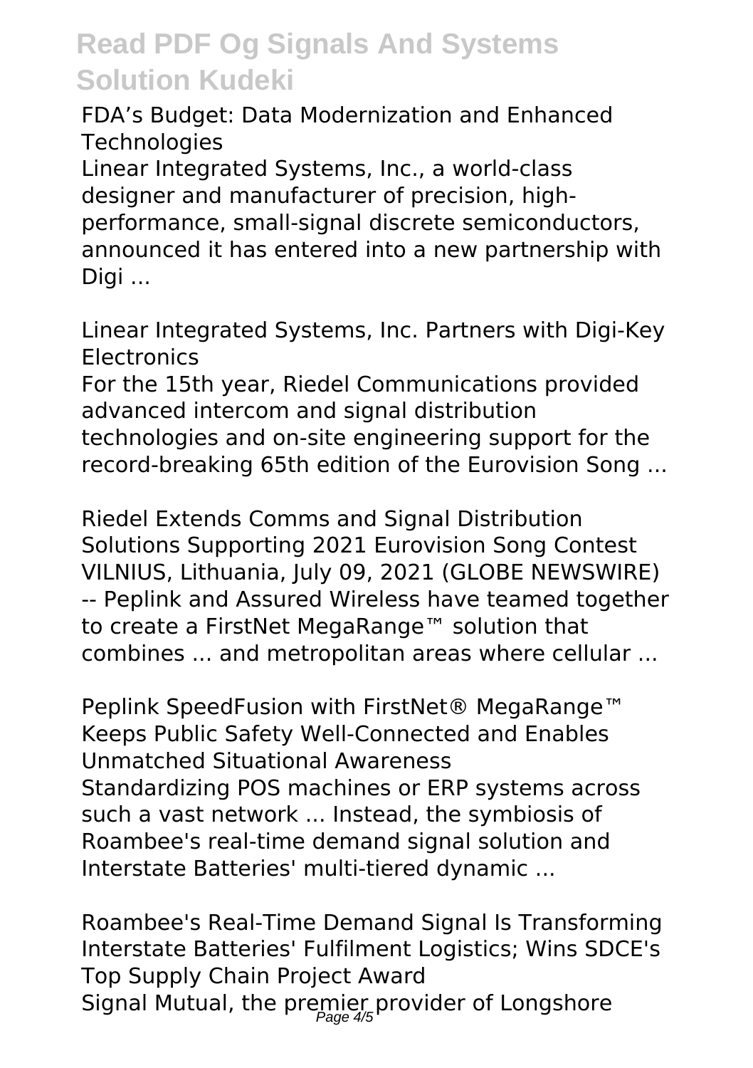FDA's Budget: Data Modernization and Enhanced Technologies

Linear Integrated Systems, Inc., a world-class designer and manufacturer of precision, high-performance, small-signal discrete semiconductors, announced it has entered into a new partnership with Digi ...

Linear Integrated Systems, Inc. Partners with Digi-Key Electronics

For the 15th year, Riedel Communications provided advanced intercom and signal distribution technologies and on-site engineering support for the record-breaking 65th edition of the Eurovision Song ...

Riedel Extends Comms and Signal Distribution Solutions Supporting 2021 Eurovision Song Contest

VILNIUS, Lithuania, July 09, 2021 (GLOBE NEWSWIRE) -- Peplink and Assured Wireless have teamed together to create a FirstNet MegaRange™ solution that combines ... and metropolitan areas where cellular ...

Peplink SpeedFusion with FirstNet® MegaRange™ Keeps Public Safety Well-Connected and Enables Unmatched Situational Awareness

Standardizing POS machines or ERP systems across such a vast network ... Instead, the symbiosis of Roambee's real-time demand signal solution and Interstate Batteries' multi-tiered dynamic ...

Roambee's Real-Time Demand Signal Is Transforming Interstate Batteries' Fulfilment Logistics; Wins SDCE's Top Supply Chain Project Award

Signal Mutual, the premier provider of Longshore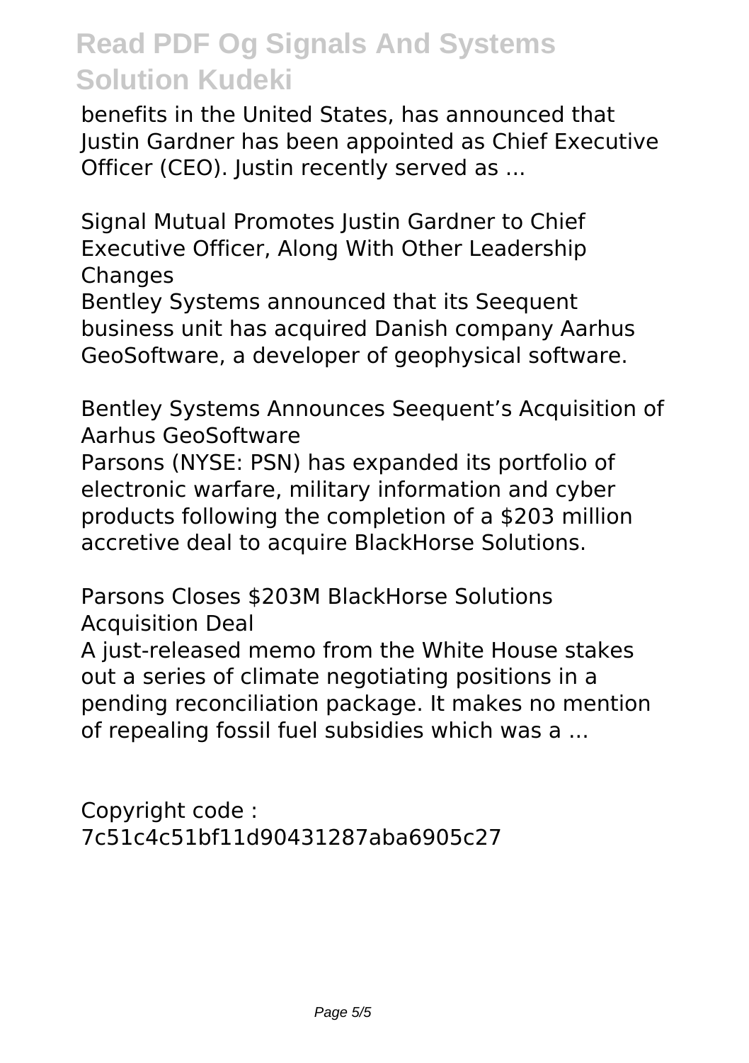benefits in the United States, has announced that Justin Gardner has been appointed as Chief Executive Officer (CEO). Justin recently served as ...

Signal Mutual Promotes Justin Gardner to Chief Executive Officer, Along With Other Leadership Changes

Bentley Systems announced that its Seequent business unit has acquired Danish company Aarhus GeoSoftware, a developer of geophysical software.

Bentley Systems Announces Seequent's Acquisition of Aarhus GeoSoftware

Parsons (NYSE: PSN) has expanded its portfolio of electronic warfare, military information and cyber products following the completion of a $203 million accretive deal to acquire BlackHorse Solutions.

Parsons Closes $203M BlackHorse Solutions Acquisition Deal

A just-released memo from the White House stakes out a series of climate negotiating positions in a pending reconciliation package. It makes no mention of repealing fossil fuel subsidies which was a ...

Copyright code : 7c51c4c51bf11d90431287aba6905c27